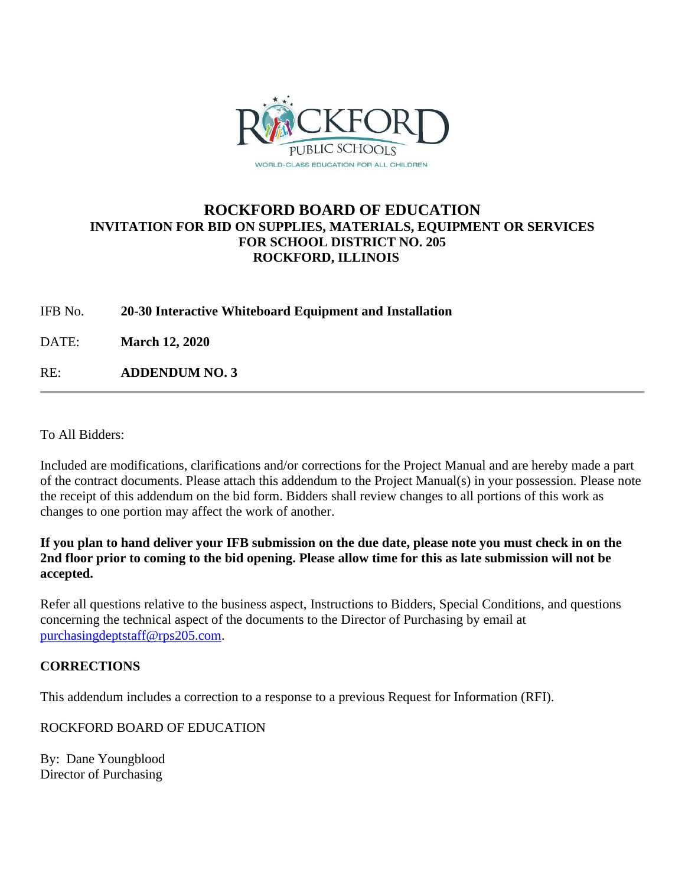# ROCKFORD BOARD OF EDUCATION

## INVITATION FOR BID ON SUPPLIES, MATERIALS, EQUIPMENT OR SERVICES FOR SCHOOL DISTRICT NO. 205 ROCKFORD, ILLINOIS

IFB No. **20-30 Interactive Whiteboard Equipment and Installation**

DATE: **March 12, 2020**

RE: **ADDENDUM NO. 3**

---

To All Bidders:

Included are modifications, clarifications and/or corrections for the Project Manual and are hereby made a part of the contract documents. Please attach this addendum to the Project Manual(s) in your possession. Please note the receipt of this addendum on the bid form. Bidders shall review changes to all portions of this work as changes to one portion may affect the work of another.

**If you plan to hand deliver your IFB submission on the due date, please note you must check in on the 2nd floor prior to coming to the bid opening. Please allow time for this as late submission will not be accepted.**

Refer all questions relative to the business aspect, Instructions to Bidders, Special Conditions, and questions concerning the technical aspect of the documents to the Director of Purchasing by email at purchasingdeptstaff@rps205.com.

**CORRECTIONS**

This addendum includes a correction to a response to a previous Request for Information (RFI).

ROCKFORD BOARD OF EDUCATION

By: Dane Youngblood
Director of Purchasing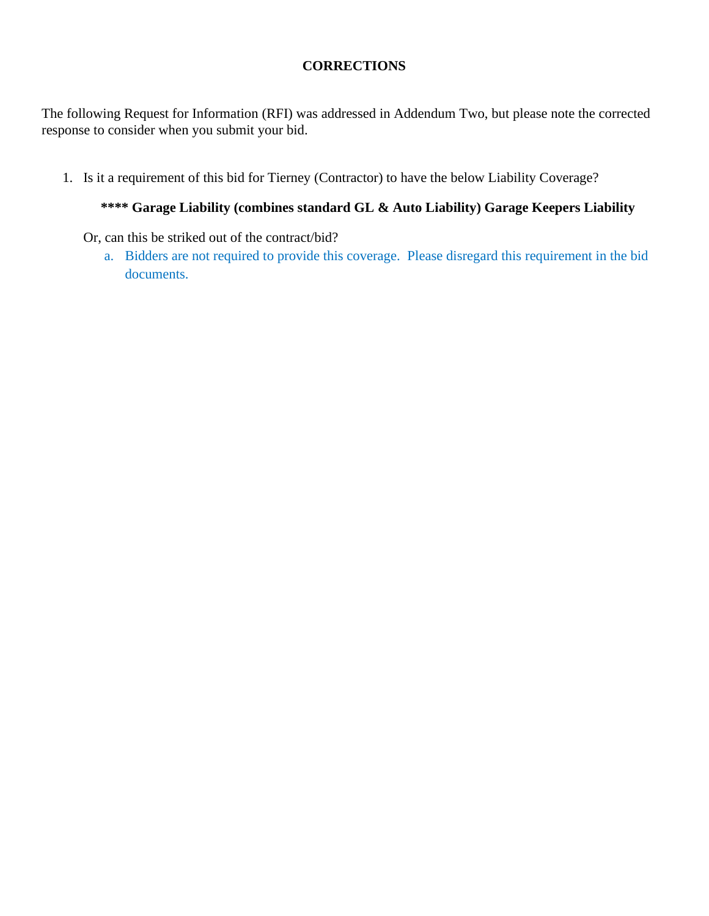## CORRECTIONS

The following Request for Information (RFI) was addressed in Addendum Two, but please note the corrected response to consider when you submit your bid.

1. Is it a requirement of this bid for Tierney (Contractor) to have the below Liability Coverage?

   **\*\*\*\* Garage Liability (combines standard GL & Auto Liability) Garage Keepers Liability**

   Or, can this be striked out of the contract/bid?

   a. Bidders are not required to provide this coverage. Please disregard this requirement in the bid documents.